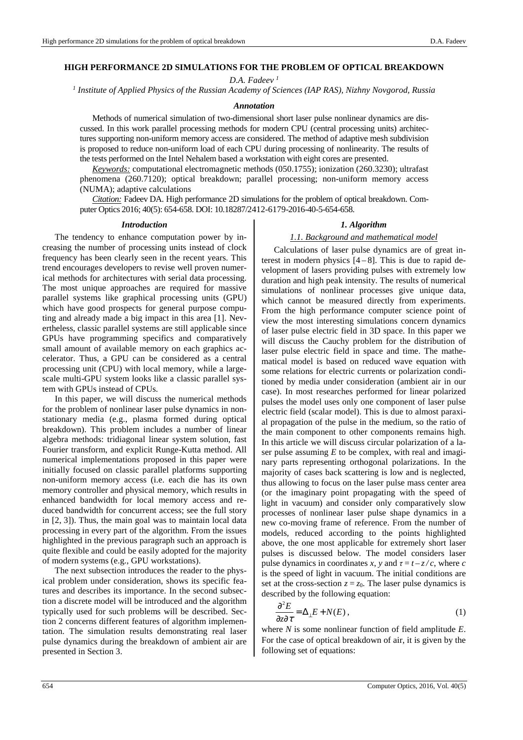# HIGH PERFORMANCE 2D SIMULATIONS FOR THE PROBLEM OF OPTICAL BREAKDOWN

*D.A. Fadeev* [1]

[1] *Institute of Applied Physics of the Russian Academy of Sciences (IAP RAS), Nizhny Novgorod, Russia*

### *Annotation*

Methods of numerical simulation of two-dimensional short laser pulse nonlinear dynamics are discussed. In this work parallel processing methods for modern CPU (central processing units) architectures supporting non-uniform memory access are considered. The method of adaptive mesh subdivision is proposed to reduce non-uniform load of each CPU during processing of nonlinearity. The results of the tests performed on the Intel Nehalem based a workstation with eight cores are presented.

*Keywords:* computational electromagnetic methods (050.1755); ionization (260.3230); ultrafast phenomena (260.7120); optical breakdown; parallel processing; non-uniform memory access (NUMA); adaptive calculations

*Citation:* Fadeev DA. High performance 2D simulations for the problem of optical breakdown. Computer Optics 2016; 40(5): 654-658. DOI: 10.18287/2412-6179-2016-40-5-654-658.

## *Introduction*

The tendency to enhance computation power by increasing the number of processing units instead of clock frequency has been clearly seen in the recent years. This trend encourages developers to revise well proven numerical methods for architectures with serial data processing. The most unique approaches are required for massive parallel systems like graphical processing units (GPU) which have good prospects for general purpose computing and already made a big impact in this area [1]. Nevertheless, classic parallel systems are still applicable since GPUs have programming specifics and comparatively small amount of available memory on each graphics accelerator. Thus, a GPU can be considered as a central processing unit (CPU) with local memory, while a large-scale multi-GPU system looks like a classic parallel system with GPUs instead of CPUs.

In this paper, we will discuss the numerical methods for the problem of nonlinear laser pulse dynamics in nonstationary media (e.g., plasma formed during optical breakdown). This problem includes a number of linear algebra methods: tridiagonal linear system solution, fast Fourier transform, and explicit Runge-Kutta method. All numerical implementations proposed in this paper were initially focused on classic parallel platforms supporting non-uniform memory access (i.e. each die has its own memory controller and physical memory, which results in enhanced bandwidth for local memory access and reduced bandwidth for concurrent access; see the full story in [2, 3]). Thus, the main goal was to maintain local data processing in every part of the algorithm. From the issues highlighted in the previous paragraph such an approach is quite flexible and could be easily adopted for the majority of modern systems (e.g., GPU workstations).

The next subsection introduces the reader to the physical problem under consideration, shows its specific features and describes its importance. In the second subsection a discrete model will be introduced and the algorithm typically used for such problems will be described. Section 2 concerns different features of algorithm implementation. The simulation results demonstrating real laser pulse dynamics during the breakdown of ambient air are presented in Section 3.

## *1. Algorithm*

### *1.1. Background and mathematical model*

Calculations of laser pulse dynamics are of great interest in modern physics [4 – 8]. This is due to rapid development of lasers providing pulses with extremely low duration and high peak intensity. The results of numerical simulations of nonlinear processes give unique data, which cannot be measured directly from experiments. From the high performance computer science point of view the most interesting simulations concern dynamics of laser pulse electric field in 3D space. In this paper we will discuss the Cauchy problem for the distribution of laser pulse electric field in space and time. The mathematical model is based on reduced wave equation with some relations for electric currents or polarization conditioned by media under consideration (ambient air in our case). In most researches performed for linear polarized pulses the model uses only one component of laser pulse electric field (scalar model). This is due to almost paraxial propagation of the pulse in the medium, so the ratio of the main component to other components remains high. In this article we will discuss circular polarization of a laser pulse assuming $E$ to be complex, with real and imaginary parts representing orthogonal polarizations. In the majority of cases back scattering is low and is neglected, thus allowing to focus on the laser pulse mass center area (or the imaginary point propagating with the speed of light in vacuum) and consider only comparatively slow processes of nonlinear laser pulse shape dynamics in a new co-moving frame of reference. From the number of models, reduced according to the points highlighted above, the one most applicable for extremely short laser pulses is discussed below. The model considers laser pulse dynamics in coordinates $x$, $y$ and $\tau = t - z/c$, where $c$ is the speed of light in vacuum. The initial conditions are set at the cross-section $z = z_0$. The laser pulse dynamics is described by the following equation:

$$\frac{\partial^2 E}{\partial z \partial \tau} = \Delta_{\perp} E + N(E), \tag{1}$$

where $N$ is some nonlinear function of field amplitude $E$. For the case of optical breakdown of air, it is given by the following set of equations: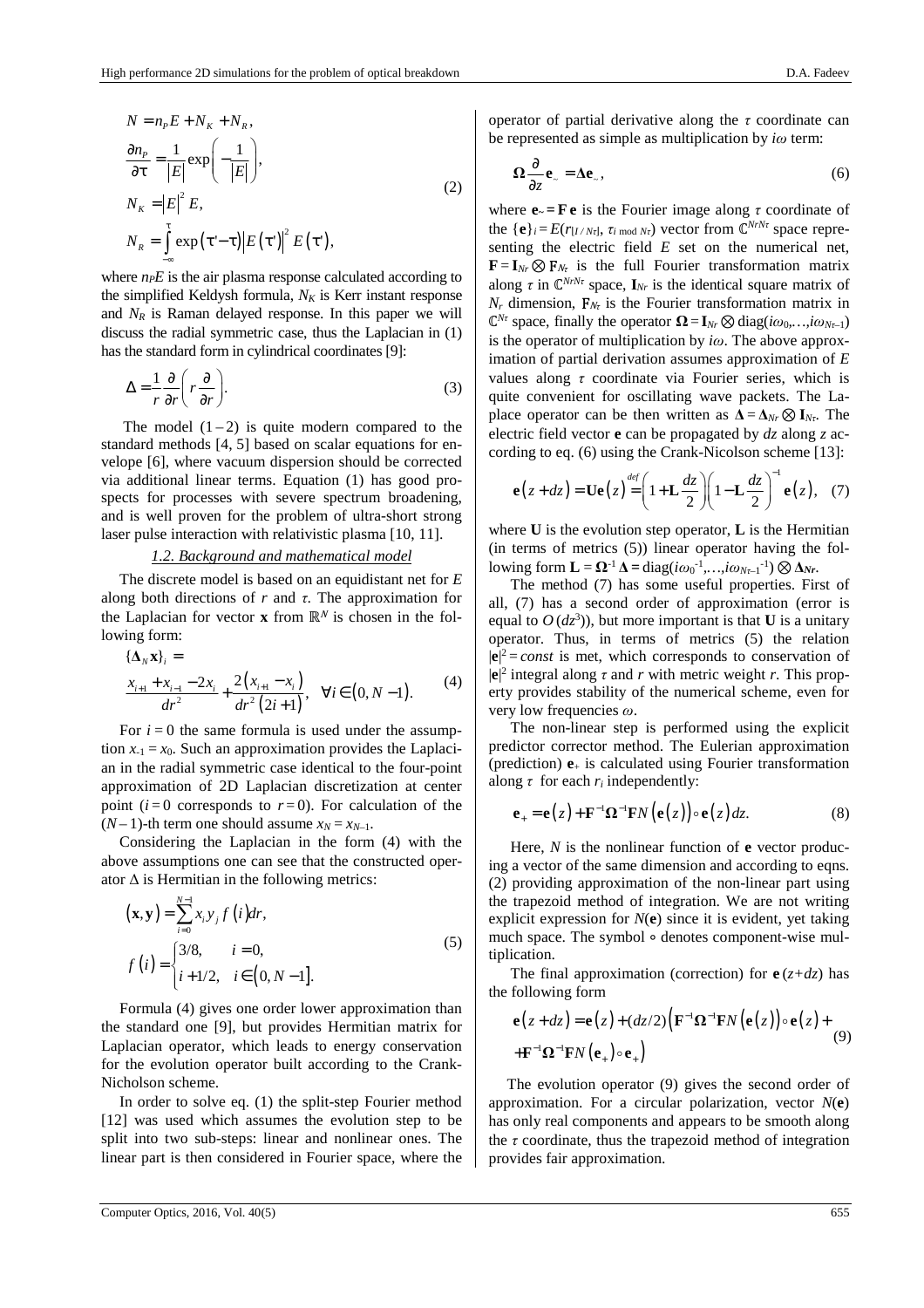$$
\begin{aligned}
& N = n_P E + N_K + N_R, \\
& \frac{\partial n_P}{\partial \tau} = \frac{1}{|E|}\exp\left(-\frac{1}{|E|}\right), \\
& N_K = |E|^2 E, \\
& N_R = \int_{-\infty}^{\tau} \exp(\tau' - \tau)|E(\tau')|^2 E(\tau'),
\end{aligned} \tag{2}
$$

where $n_P E$ is the air plasma response calculated according to the simplified Keldysh formula, $N_K$ is Kerr instant response and $N_R$ is Raman delayed response. In this paper we will discuss the radial symmetric case, thus the Laplacian in (1) has the standard form in cylindrical coordinates [9]:

$$
\Delta = \frac{1}{r}\frac{\partial}{\partial r}\left(r\frac{\partial}{\partial r}\right). \tag{3}
$$

The model (1 – 2) is quite modern compared to the standard methods [4, 5] based on scalar equations for envelope [6], where vacuum dispersion should be corrected via additional linear terms. Equation (1) has good prospects for processes with severe spectrum broadening, and is well proven for the problem of ultra-short strong laser pulse interaction with relativistic plasma [10, 11].

### *1.2. Background and mathematical model*

The discrete model is based on an equidistant net for $E$ along both directions of $r$ and $\tau$. The approximation for the Laplacian for vector $\mathbf{x}$ from $\mathbb{R}^N$ is chosen in the following form:

$$
\{\mathbf{\Delta}_N \mathbf{x}\}_i = \frac{x_{i+1} + x_{i-1} - 2x_i}{dr^2} + \frac{2(x_{i+1} - x_i)}{dr^2(2i+1)}, \quad \forall i \in (0, N-1). \tag{4}
$$

For $i = 0$ the same formula is used under the assumption $x_{-1} = x_0$. Such an approximation provides the Laplacian in the radial symmetric case identical to the four-point approximation of 2D Laplacian discretization at center point ($i = 0$ corresponds to $r = 0$). For calculation of the $(N-1)$-th term one should assume $x_N = x_{N-1}$.

Considering the Laplacian in the form (4) with the above assumptions one can see that the constructed operator $\Delta$ is Hermitian in the following metrics:

$$
\begin{aligned}
& (\mathbf{x}, \mathbf{y}) = \sum_{i=0}^{N-1} x_i y_j f(i) dr, \\
& f(i) = \begin{cases} 3/8, & i = 0, \\ i + 1/2, & i \in (0, N-1]. \end{cases}
\end{aligned} \tag{5}
$$

Formula (4) gives one order lower approximation than the standard one [9], but provides Hermitian matrix for Laplacian operator, which leads to energy conservation for the evolution operator built according to the Crank-Nicholson scheme.

In order to solve eq. (1) the split-step Fourier method [12] was used which assumes the evolution step to be split into two sub-steps: linear and nonlinear ones. The linear part is then considered in Fourier space, where the operator of partial derivative along the $\tau$ coordinate can be represented as simple as multiplication by $i\omega$ term:

$$
\mathbf{\Omega}\frac{\partial}{\partial z}\mathbf{e}_{\sim} = \mathbf{\Delta}\mathbf{e}_{\sim}, \tag{6}
$$

where $\mathbf{e}_{\sim} = \mathbf{F}\,\mathbf{e}$ is the Fourier image along $\tau$ coordinate of the $\{\mathbf{e}\}_i = E(r_{[I/N\tau]}, \tau_{i \bmod N\tau})$ vector from $\mathbb{C}^{NrN\tau}$ space representing the electric field $E$ set on the numerical net, $\mathbf{F} = \mathbf{I}_{Nr} \otimes \mathbb{F}_{N\tau}$ is the full Fourier transformation matrix along $\tau$ in $\mathbb{C}^{NrN\tau}$ space, $\mathbf{I}_{Nr}$ is the identical square matrix of $N_r$ dimension, $\mathbb{F}_{N\tau}$ is the Fourier transformation matrix in $\mathbb{C}^{N\tau}$ space, finally the operator $\mathbf{\Omega} = \mathbf{I}_{Nr} \otimes \mathrm{diag}(i\omega_0,\ldots,i\omega_{N\tau-1})$ is the operator of multiplication by $i\omega$. The above approximation of partial derivation assumes approximation of $E$ values along $\tau$ coordinate via Fourier series, which is quite convenient for oscillating wave packets. The Laplace operator can be then written as $\mathbf{\Delta} = \mathbf{\Delta}_{Nr} \otimes \mathbf{I}_{N\tau}$. The electric field vector $\mathbf{e}$ can be propagated by $dz$ along $z$ according to eq. (6) using the Crank-Nicolson scheme [13]:

$$
\mathbf{e}(z + dz) = \mathbf{U}\mathbf{e}(z) \overset{def}{=} \left(1 + \mathbf{L}\frac{dz}{2}\right)\left(1 - \mathbf{L}\frac{dz}{2}\right)^{-1}\mathbf{e}(z), \tag{7}
$$

where $\mathbf{U}$ is the evolution step operator, $\mathbf{L}$ is the Hermitian (in terms of metrics (5)) linear operator having the following form $\mathbf{L} = \mathbf{\Omega}^{-1}\mathbf{\Delta} = \mathrm{diag}(i\omega_0^{-1},\ldots,i\omega_{N\tau-1}^{-1}) \otimes \mathbf{\Delta}_{Nr}$.

The method (7) has some useful properties. First of all, (7) has a second order of approximation (error is equal to $O(dz^3)$), but more important is that $\mathbf{U}$ is a unitary operator. Thus, in terms of metrics (5) the relation $|\mathbf{e}|^2 = const$ is met, which corresponds to conservation of $|\mathbf{e}|^2$ integral along $\tau$ and $r$ with metric weight $r$. This property provides stability of the numerical scheme, even for very low frequencies $\omega$.

The non-linear step is performed using the explicit predictor corrector method. The Eulerian approximation (prediction) $\mathbf{e}_+$ is calculated using Fourier transformation along $\tau$ for each $r_i$ independently:

$$
\mathbf{e}_+ = \mathbf{e}(z) + \mathbf{F}^{-1}\mathbf{\Omega}^{-1}\mathbf{F}N(\mathbf{e}(z)) \circ \mathbf{e}(z)\,dz. \tag{8}
$$

Here, $N$ is the nonlinear function of $\mathbf{e}$ vector producing a vector of the same dimension and according to eqns. (2) providing approximation of the non-linear part using the trapezoid method of integration. We are not writing explicit expression for $N(\mathbf{e})$ since it is evident, yet taking much space. The symbol $\circ$ denotes component-wise multiplication.

The final approximation (correction) for $\mathbf{e}(z+dz)$ has the following form

$$
\begin{aligned}
& \mathbf{e}(z + dz) = \mathbf{e}(z) + (dz/2)\big(\mathbf{F}^{-1}\mathbf{\Omega}^{-1}\mathbf{F}N(\mathbf{e}(z)) \circ \mathbf{e}(z) + \\
& + \mathbf{F}^{-1}\mathbf{\Omega}^{-1}\mathbf{F}N(\mathbf{e}_+) \circ \mathbf{e}_+\big)
\end{aligned} \tag{9}
$$

The evolution operator (9) gives the second order of approximation. For a circular polarization, vector $N(\mathbf{e})$ has only real components and appears to be smooth along the $\tau$ coordinate, thus the trapezoid method of integration provides fair approximation.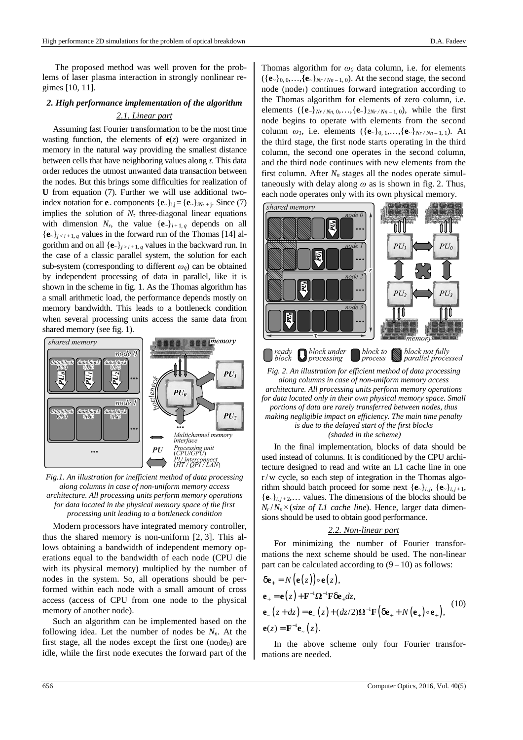The proposed method was well proven for the problems of laser plasma interaction in strongly nonlinear regimes [10, 11].

## *2. High performance implementation of the algorithm*

### 2.1. Linear part

Assuming fast Fourier transformation to be the most time wasting function, the elements of $\mathbf{e}(z)$ were organized in memory in the natural way providing the smallest distance between cells that have neighboring values along $\tau$. This data order reduces the utmost unwanted data transaction between the nodes. But this brings some difficulties for realization of $\mathbf{U}$ from equation (7). Further we will use additional two-index notation for $\mathbf{e}_{\sim}$ components $\{\mathbf{e}_{\sim}\}_{i,j} = \{\mathbf{e}_{\sim}\}_{iN_\tau + j}$. Since (7) implies the solution of $N_\tau$ three-diagonal linear equations with dimension $N_r$, the value $\{\mathbf{e}_{\sim}\}_{i+1,q}$ depends on all $\{\mathbf{e}_{\sim}\}_{j<i+1,q}$ values in the forward run of the Thomas [14] algorithm and on all $\{\mathbf{e}_{\sim}\}_{j>i+1,q}$ values in the backward run. In the case of a classic parallel system, the solution for each sub-system (corresponding to different $\omega_q$) can be obtained by independent processing of data in parallel, like it is shown in the scheme in fig. 1. As the Thomas algorithm has a small arithmetic load, the performance depends mostly on memory bandwidth. This leads to a bottleneck condition when several processing units access the same data from shared memory (see fig. 1).

*Fig.1. An illustration for inefficient method of data processing along columns in case of non-uniform memory access architecture. All processing units perform memory operations for data located in the physical memory space of the first processing unit leading to a bottleneck condition*

Modern processors have integrated memory controller, thus the shared memory is non-uniform [2, 3]. This allows obtaining a bandwidth of independent memory operations equal to the bandwidth of each node (CPU die with its physical memory) multiplied by the number of nodes in the system. So, all operations should be performed within each node with a small amount of cross access (access of CPU from one node to the physical memory of another node).

Such an algorithm can be implemented based on the following idea. Let the number of nodes be $N_n$. At the first stage, all the nodes except the first one ($\text{node}_0$) are idle, while the first node executes the forward part of the Thomas algorithm for $\omega_0$ data column, i.e. for elements $(\{\mathbf{e}_{\sim}\}_{0,0},\ldots,\{\mathbf{e}_{\sim}\}_{N_r/N_n-1,0})$. At the second stage, the second node ($\text{node}_1$) continues forward integration according to the Thomas algorithm for elements of zero column, i.e. elements $(\{\mathbf{e}_{\sim}\}_{N_r/N_n,0},\ldots,\{\mathbf{e}_{\sim}\}_{2N_r/N_n-1,0})$, while the first node begins to operate with elements from the second column $\omega_1$, i.e. elements $(\{\mathbf{e}_{\sim}\}_{0,1},\ldots,\{\mathbf{e}_{\sim}\}_{N_r/N_n-1,1})$. At the third stage, the first node starts operating in the third column, the second one operates in the second column, and the third node continues with new elements from the first column. After $N_n$ stages all the nodes operate simultaneously with delay along $\omega$ as is shown in fig. 2. Thus, each node operates only with its own physical memory.

*Fig. 2. An illustration for efficient method of data processing along columns in case of non-uniform memory access architecture. All processing units perform memory operations for data located only in their own physical memory space. Small portions of data are rarely transferred between nodes, thus making negligible impact on efficiency. The main time penalty is due to the delayed start of the first blocks (shaded in the scheme)*

In the final implementation, blocks of data should be used instead of columns. It is conditioned by the CPU architecture designed to read and write an L1 cache line in one r/w cycle, so each step of integration in the Thomas algorithm should batch proceed for some next $\{\mathbf{e}_{\sim}\}_{i,j}$, $\{\mathbf{e}_{\sim}\}_{i,j+1}$, $\{\mathbf{e}_{\sim}\}_{i,j+2},\ldots$ values. The dimensions of the blocks should be $N_r/N_n\times$(*size of L1 cache line*). Hence, larger data dimensions should be used to obtain good performance.

### 2.2. Non-linear part

For minimizing the number of Fourier transformations the next scheme should be used. The non-linear part can be calculated according to (9 – 10) as follows:

$$
\begin{aligned}
&\delta\mathbf{e}_{+} = N\left(\mathbf{e}(z)\right)\circ\mathbf{e}(z),\\
&\mathbf{e}_{+} = \mathbf{e}(z) + \mathbf{F}^{-1}\mathbf{\Omega}^{-1}\mathbf{F}\delta\mathbf{e}_{+}dz,\\
&\mathbf{e}_{\sim}(z+dz) = \mathbf{e}_{\sim}(z) + (dz/2)\mathbf{\Omega}^{-1}\mathbf{F}\left(\delta\mathbf{e}_{+} + N\left(\mathbf{e}_{+}\right)\circ\mathbf{e}_{+}\right),\\
&\mathbf{e}(z) = \mathbf{F}^{-1}\mathbf{e}_{\sim}(z).
\end{aligned}
\tag{10}
$$

In the above scheme only four Fourier transformations are needed.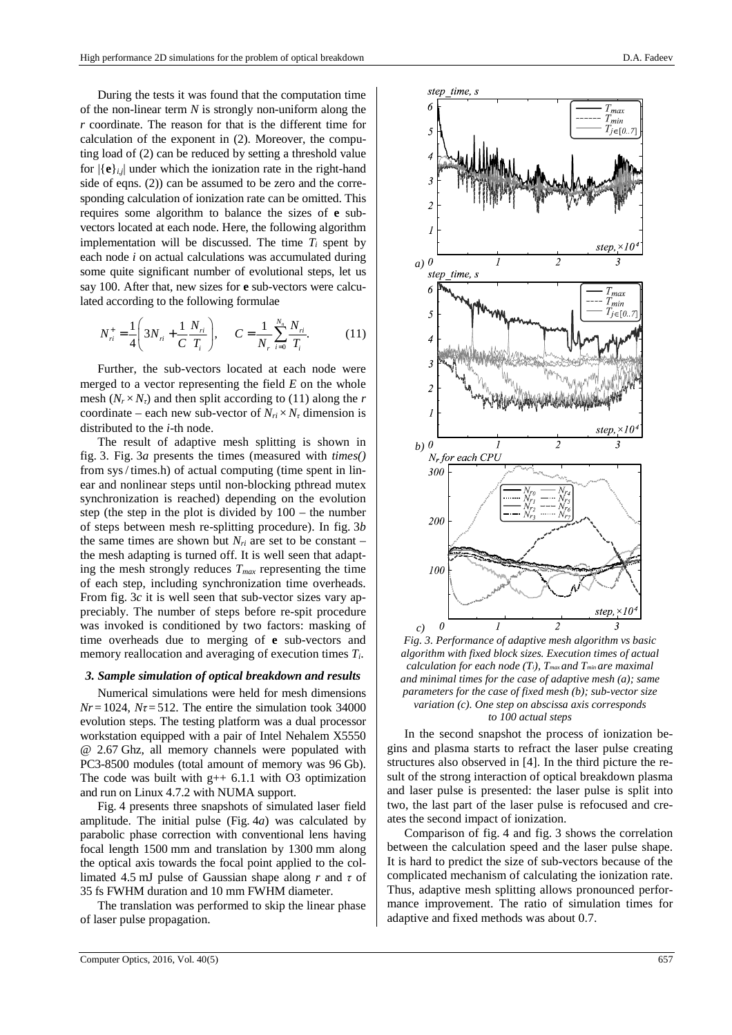During the tests it was found that the computation time of the non-linear term $N$ is strongly non-uniform along the $r$ coordinate. The reason for that is the different time for calculation of the exponent in (2). Moreover, the computing load of (2) can be reduced by setting a threshold value for $|\{\mathbf{e}\}_{i,j}|$ under which the ionization rate in the right-hand side of eqns. (2)) can be assumed to be zero and the corresponding calculation of ionization rate can be omitted. This requires some algorithm to balance the sizes of **e** sub-vectors located at each node. Here, the following algorithm implementation will be discussed. The time $T_i$ spent by each node $i$ on actual calculations was accumulated during some quite significant number of evolutional steps, let us say 100. After that, new sizes for **e** sub-vectors were calculated according to the following formulae

$$N_{ri}^{+} = \frac{1}{4}\left(3N_{ri} + \frac{1}{C}\frac{N_{ri}}{T_i}\right), \quad C = \frac{1}{N_r}\sum_{i=0}^{N_n}\frac{N_{ri}}{T_i}. \qquad (11)$$

Further, the sub-vectors located at each node were merged to a vector representing the field $E$ on the whole mesh ($N_r \times N_\tau$) and then split according to (11) along the $r$ coordinate – each new sub-vector of $N_{ri} \times N_\tau$ dimension is distributed to the $i$-th node.

The result of adaptive mesh splitting is shown in fig. 3. Fig. 3*a* presents the times (measured with *times()* from sys / times.h) of actual computing (time spent in linear and nonlinear steps until non-blocking pthread mutex synchronization is reached) depending on the evolution step (the step in the plot is divided by 100 – the number of steps between mesh re-splitting procedure). In fig. 3*b* the same times are shown but $N_{ri}$ are set to be constant – the mesh adapting is turned off. It is well seen that adapting the mesh strongly reduces $T_{max}$ representing the time of each step, including synchronization time overheads. From fig. 3*c* it is well seen that sub-vector sizes vary appreciably. The number of steps before re-spit procedure was invoked is conditioned by two factors: masking of time overheads due to merging of **e** sub-vectors and memory reallocation and averaging of execution times $T_i$.

### *3. Sample simulation of optical breakdown and results*

Numerical simulations were held for mesh dimensions $Nr = 1024$, $N\tau = 512$. The entire the simulation took 34000 evolution steps. The testing platform was a dual processor workstation equipped with a pair of Intel Nehalem X5550 @ 2.67 Ghz, all memory channels were populated with PC3-8500 modules (total amount of memory was 96 Gb). The code was built with g++ 6.1.1 with O3 optimization and run on Linux 4.7.2 with NUMA support.

Fig. 4 presents three snapshots of simulated laser field amplitude. The initial pulse (Fig. 4*a*) was calculated by parabolic phase correction with conventional lens having focal length 1500 mm and translation by 1300 mm along the optical axis towards the focal point applied to the collimated 4.5 mJ pulse of Gaussian shape along $r$ and $\tau$ of 35 fs FWHM duration and 10 mm FWHM diameter.

The translation was performed to skip the linear phase of laser pulse propagation.

*Fig. 3. Performance of adaptive mesh algorithm vs basic algorithm with fixed block sizes. Execution times of actual calculation for each node ($T_i$), $T_{max}$ and $T_{min}$ are maximal and minimal times for the case of adaptive mesh (a); same parameters for the case of fixed mesh (b); sub-vector size variation (c). One step on abscissa axis corresponds to 100 actual steps*

In the second snapshot the process of ionization begins and plasma starts to refract the laser pulse creating structures also observed in [4]. In the third picture the result of the strong interaction of optical breakdown plasma and laser pulse is presented: the laser pulse is split into two, the last part of the laser pulse is refocused and creates the second impact of ionization.

Comparison of fig. 4 and fig. 3 shows the correlation between the calculation speed and the laser pulse shape. It is hard to predict the size of sub-vectors because of the complicated mechanism of calculating the ionization rate. Thus, adaptive mesh splitting allows pronounced performance improvement. The ratio of simulation times for adaptive and fixed methods was about 0.7.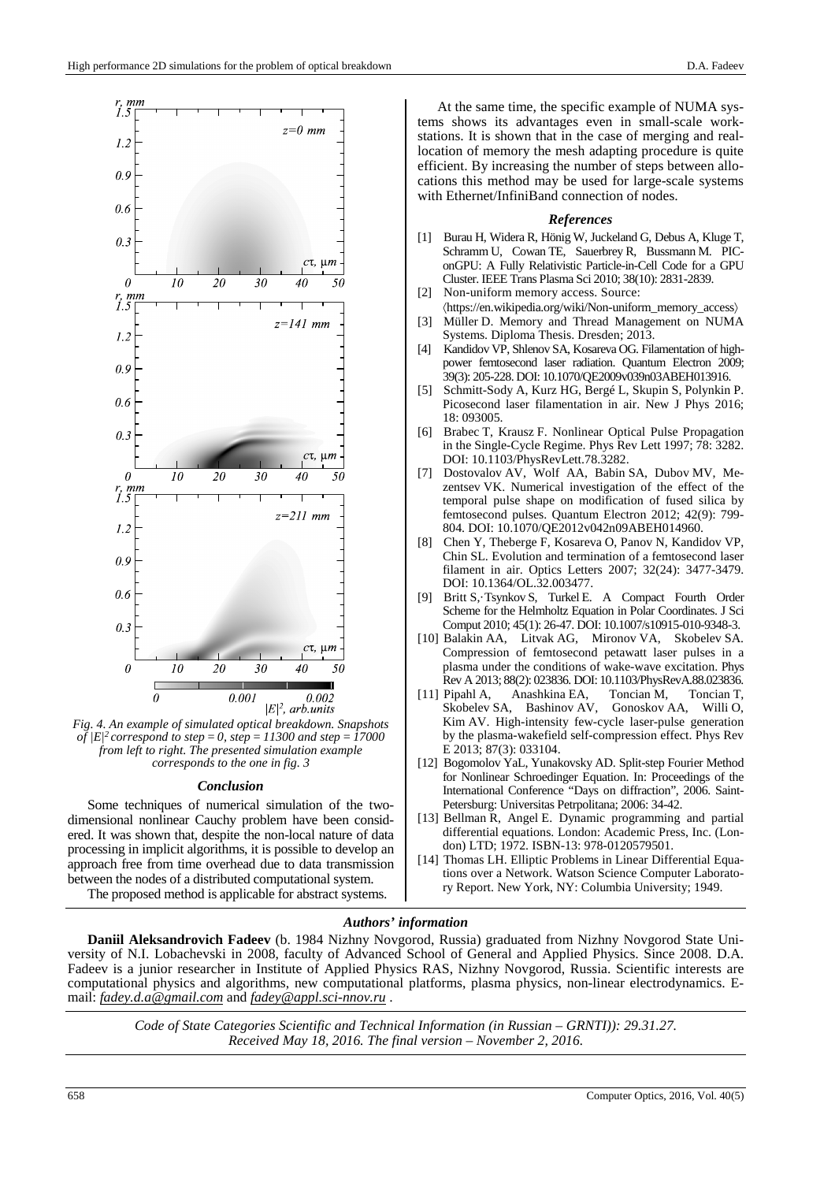r, mm
1.5
1.2
0.9
0.6
0.3
0
z=0 mm
cτ, μm
0 10 20 30 40 50

r, mm
1.5
1.2
0.9
0.6
0.3
0
z=141 mm
cτ, μm
0 10 20 30 40 50

r, mm
1.5
1.2
0.9
0.6
0.3
0
z=211 mm
cτ, μm
0 10 20 30 40 50

0 0.001 0.002
$|E|^2$, arb.units

*Fig. 4. An example of simulated optical breakdown. Snapshots of $|E|^2$ correspond to step = 0, step = 11300 and step = 17000 from left to right. The presented simulation example corresponds to the one in fig. 3*

### Conclusion

Some techniques of numerical simulation of the two-dimensional nonlinear Cauchy problem have been considered. It was shown that, despite the non-local nature of data processing in implicit algorithms, it is possible to develop an approach free from time overhead due to data transmission between the nodes of a distributed computational system.

The proposed method is applicable for abstract systems. At the same time, the specific example of NUMA systems shows its advantages even in small-scale workstations. It is shown that in the case of merging and reallocation of memory the mesh adapting procedure is quite efficient. By increasing the number of steps between allocations this method may be used for large-scale systems with Ethernet/InfiniBand connection of nodes.

### References

[1] Burau H, Widera R, Hönig W, Juckeland G, Debus A, Kluge T, Schramm U, Cowan TE, Sauerbrey R, Bussmann M. PIConGPU: A Fully Relativistic Particle-in-Cell Code for a GPU Cluster. IEEE Trans Plasma Sci 2010; 38(10): 2831-2839.

[2] Non-uniform memory access. Source: 〈https://en.wikipedia.org/wiki/Non-uniform_memory_access〉

[3] Müller D. Memory and Thread Management on NUMA Systems. Diploma Thesis. Dresden; 2013.

[4] Kandidov VP, Shlenov SA, Kosareva OG. Filamentation of high-power femtosecond laser radiation. Quantum Electron 2009; 39(3): 205-228. DOI: 10.1070/QE2009v039n03ABEH013916.

[5] Schmitt-Sody A, Kurz HG, Bergé L, Skupin S, Polynkin P. Picosecond laser filamentation in air. New J Phys 2016; 18: 093005.

[6] Brabec T, Krausz F. Nonlinear Optical Pulse Propagation in the Single-Cycle Regime. Phys Rev Lett 1997; 78: 3282. DOI: 10.1103/PhysRevLett.78.3282.

[7] Dostovalov AV, Wolf AA, Babin SA, Dubov MV, Mezentsev VK. Numerical investigation of the effect of the temporal pulse shape on modification of fused silica by femtosecond pulses. Quantum Electron 2012; 42(9): 799-804. DOI: 10.1070/QE2012v042n09ABEH014960.

[8] Chen Y, Theberge F, Kosareva O, Panov N, Kandidov VP, Chin SL. Evolution and termination of a femtosecond laser filament in air. Optics Letters 2007; 32(24): 3477-3479. DOI: 10.1364/OL.32.003477.

[9] Britt S,·Tsynkov S, Turkel E. A Compact Fourth Order Scheme for the Helmholtz Equation in Polar Coordinates. J Sci Comput 2010; 45(1): 26-47. DOI: 10.1007/s10915-010-9348-3.

[10] Balakin AA, Litvak AG, Mironov VA, Skobelev SA. Compression of femtosecond petawatt laser pulses in a plasma under the conditions of wake-wave excitation. Phys Rev A 2013; 88(2): 023836. DOI: 10.1103/PhysRevA.88.023836.

[11] Pipahl A, Anashkina EA, Toncian M, Toncian T, Skobelev SA, Bashinov AV, Gonoskov AA, Willi O, Kim AV. High-intensity few-cycle laser-pulse generation by the plasma-wakefield self-compression effect. Phys Rev E 2013; 87(3): 033104.

[12] Bogomolov YaL, Yunakovsky AD. Split-step Fourier Method for Nonlinear Schroedinger Equation. In: Proceedings of the International Conference "Days on diffraction", 2006. Saint-Petersburg: Universitas Petrpolitana; 2006: 34-42.

[13] Bellman R, Angel E. Dynamic programming and partial differential equations. London: Academic Press, Inc. (London) LTD; 1972. ISBN-13: 978-0120579501.

[14] Thomas LH. Elliptic Problems in Linear Differential Equations over a Network. Watson Science Computer Laboratory Report. New York, NY: Columbia University; 1949.

### Authors' information

**Daniil Aleksandrovich Fadeev** (b. 1984 Nizhny Novgorod, Russia) graduated from Nizhny Novgorod State University of N.I. Lobachevski in 2008, faculty of Advanced School of General and Applied Physics. Since 2008. D.A. Fadeev is a junior researcher in Institute of Applied Physics RAS, Nizhny Novgorod, Russia. Scientific interests are computational physics and algorithms, new computational platforms, plasma physics, non-linear electrodynamics. E-mail: *fadey.d.a@gmail.com* and *fadey@appl.sci-nnov.ru* .

*Code of State Categories Scientific and Technical Information (in Russian – GRNTI)): 29.31.27.*
*Received May 18, 2016. The final version – November 2, 2016.*